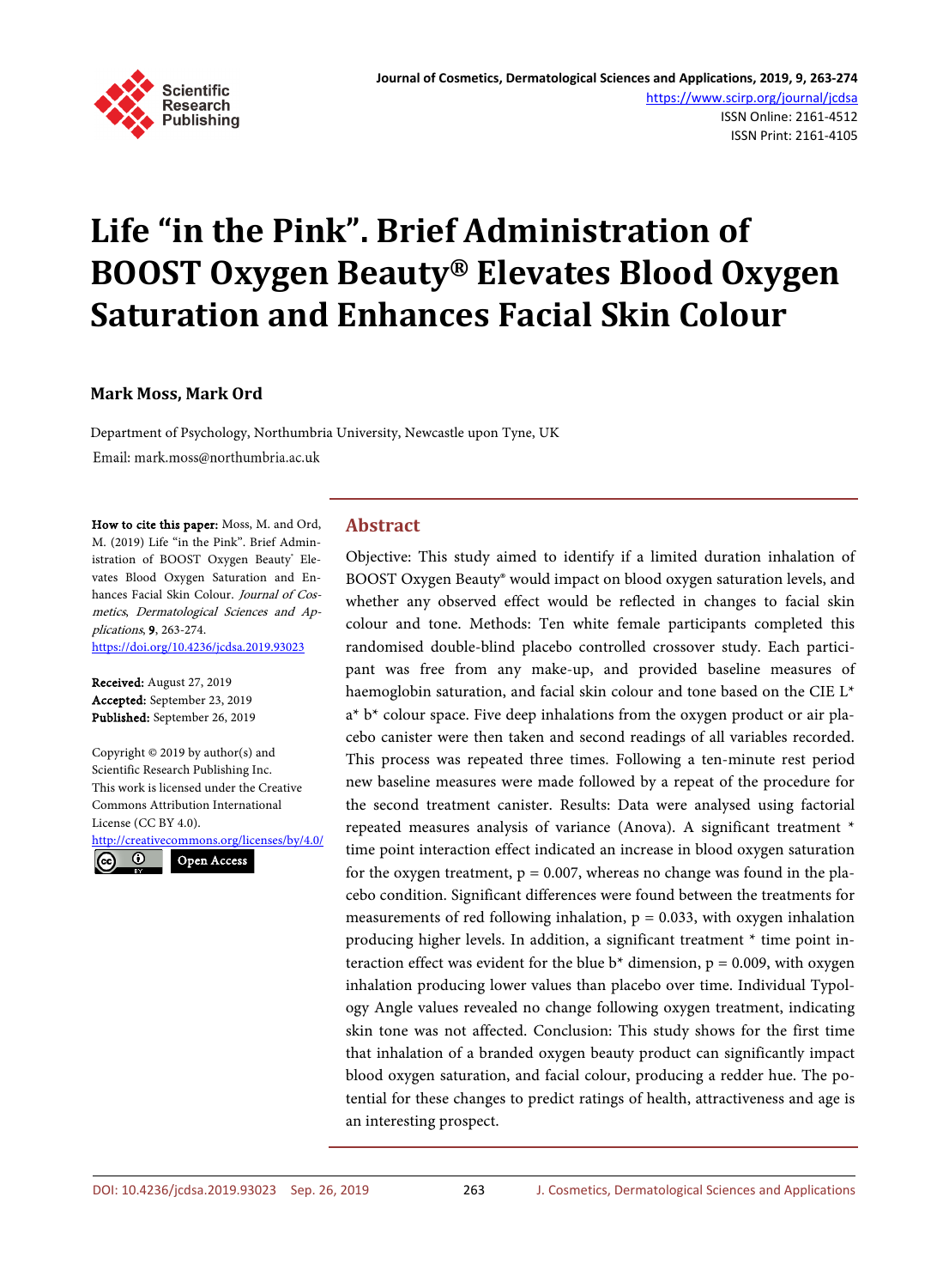# Life "in the Pink". Brief Administration of BOOST Oxygen Beauty® Elevates Blood Oxygen Saturation and Enhances Facial Skin Colour

**Mark Moss, Mark Ord**

Department of Psychology, Northumbria University, Newcastle upon Tyne, UK

Email: mark.moss@northumbria.ac.uk

**How to cite this paper:** Moss, M. and Ord, M. (2019) Life "in the Pink". Brief Administration of BOOST Oxygen Beauty® Elevates Blood Oxygen Saturation and Enhances Facial Skin Colour. *Journal of Cosmetics, Dermatological Sciences and Applications*, **9**, 263-274.
https://doi.org/10.4236/jcdsa.2019.93023

**Received:** August 27, 2019
**Accepted:** September 23, 2019
**Published:** September 26, 2019

Copyright © 2019 by author(s) and Scientific Research Publishing Inc.
This work is licensed under the Creative Commons Attribution International License (CC BY 4.0).
http://creativecommons.org/licenses/by/4.0/

Open Access

## Abstract

Objective: This study aimed to identify if a limited duration inhalation of BOOST Oxygen Beauty® would impact on blood oxygen saturation levels, and whether any observed effect would be reflected in changes to facial skin colour and tone. Methods: Ten white female participants completed this randomised double-blind placebo controlled crossover study. Each participant was free from any make-up, and provided baseline measures of haemoglobin saturation, and facial skin colour and tone based on the CIE L* a* b* colour space. Five deep inhalations from the oxygen product or air placebo canister were then taken and second readings of all variables recorded. This process was repeated three times. Following a ten-minute rest period new baseline measures were made followed by a repeat of the procedure for the second treatment canister. Results: Data were analysed using factorial repeated measures analysis of variance (Anova). A significant treatment * time point interaction effect indicated an increase in blood oxygen saturation for the oxygen treatment, $p = 0.007$, whereas no change was found in the placebo condition. Significant differences were found between the treatments for measurements of red following inhalation, $p = 0.033$, with oxygen inhalation producing higher levels. In addition, a significant treatment * time point interaction effect was evident for the blue b* dimension, $p = 0.009$, with oxygen inhalation producing lower values than placebo over time. Individual Typology Angle values revealed no change following oxygen treatment, indicating skin tone was not affected. Conclusion: This study shows for the first time that inhalation of a branded oxygen beauty product can significantly impact blood oxygen saturation, and facial colour, producing a redder hue. The potential for these changes to predict ratings of health, attractiveness and age is an interesting prospect.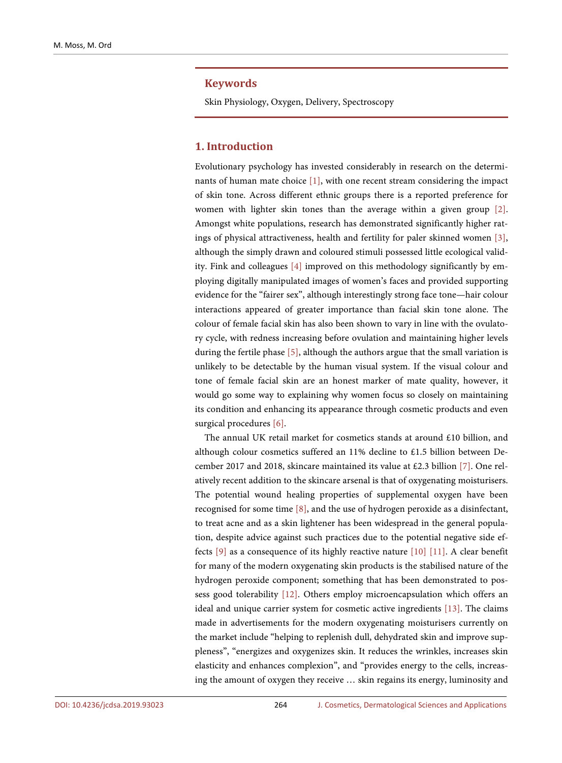## Keywords

Skin Physiology, Oxygen, Delivery, Spectroscopy

## 1. Introduction

Evolutionary psychology has invested considerably in research on the determinants of human mate choice [1], with one recent stream considering the impact of skin tone. Across different ethnic groups there is a reported preference for women with lighter skin tones than the average within a given group [2]. Amongst white populations, research has demonstrated significantly higher ratings of physical attractiveness, health and fertility for paler skinned women [3], although the simply drawn and coloured stimuli possessed little ecological validity. Fink and colleagues [4] improved on this methodology significantly by employing digitally manipulated images of women's faces and provided supporting evidence for the "fairer sex", although interestingly strong face tone—hair colour interactions appeared of greater importance than facial skin tone alone. The colour of female facial skin has also been shown to vary in line with the ovulatory cycle, with redness increasing before ovulation and maintaining higher levels during the fertile phase [5], although the authors argue that the small variation is unlikely to be detectable by the human visual system. If the visual colour and tone of female facial skin are an honest marker of mate quality, however, it would go some way to explaining why women focus so closely on maintaining its condition and enhancing its appearance through cosmetic products and even surgical procedures [6].

The annual UK retail market for cosmetics stands at around £10 billion, and although colour cosmetics suffered an 11% decline to £1.5 billion between December 2017 and 2018, skincare maintained its value at £2.3 billion [7]. One relatively recent addition to the skincare arsenal is that of oxygenating moisturisers. The potential wound healing properties of supplemental oxygen have been recognised for some time [8], and the use of hydrogen peroxide as a disinfectant, to treat acne and as a skin lightener has been widespread in the general population, despite advice against such practices due to the potential negative side effects [9] as a consequence of its highly reactive nature [10] [11]. A clear benefit for many of the modern oxygenating skin products is the stabilised nature of the hydrogen peroxide component; something that has been demonstrated to possess good tolerability [12]. Others employ microencapsulation which offers an ideal and unique carrier system for cosmetic active ingredients [13]. The claims made in advertisements for the modern oxygenating moisturisers currently on the market include "helping to replenish dull, dehydrated skin and improve suppleness", "energizes and oxygenizes skin. It reduces the wrinkles, increases skin elasticity and enhances complexion", and "provides energy to the cells, increasing the amount of oxygen they receive … skin regains its energy, luminosity and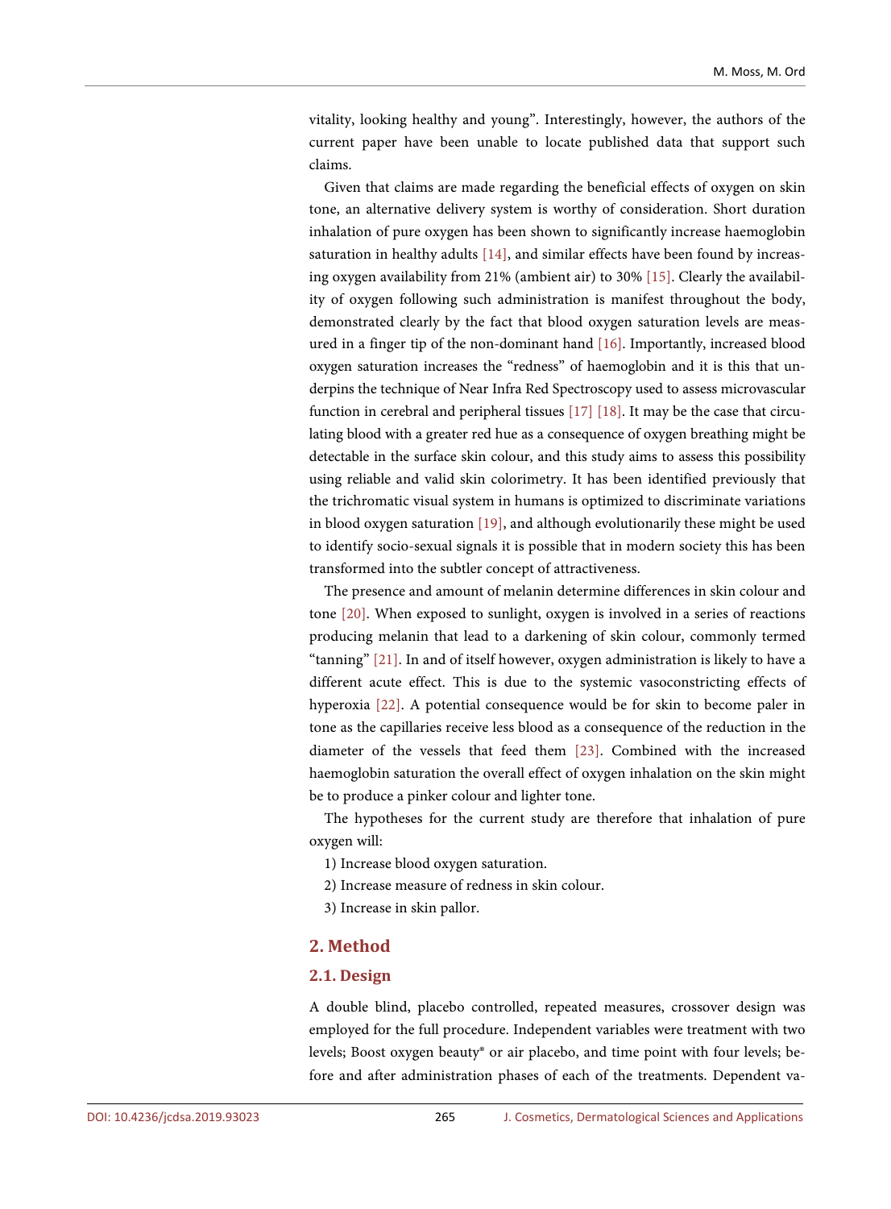vitality, looking healthy and young". Interestingly, however, the authors of the current paper have been unable to locate published data that support such claims.

Given that claims are made regarding the beneficial effects of oxygen on skin tone, an alternative delivery system is worthy of consideration. Short duration inhalation of pure oxygen has been shown to significantly increase haemoglobin saturation in healthy adults [14], and similar effects have been found by increasing oxygen availability from 21% (ambient air) to 30% [15]. Clearly the availability of oxygen following such administration is manifest throughout the body, demonstrated clearly by the fact that blood oxygen saturation levels are measured in a finger tip of the non-dominant hand [16]. Importantly, increased blood oxygen saturation increases the "redness" of haemoglobin and it is this that underpins the technique of Near Infra Red Spectroscopy used to assess microvascular function in cerebral and peripheral tissues [17] [18]. It may be the case that circulating blood with a greater red hue as a consequence of oxygen breathing might be detectable in the surface skin colour, and this study aims to assess this possibility using reliable and valid skin colorimetry. It has been identified previously that the trichromatic visual system in humans is optimized to discriminate variations in blood oxygen saturation [19], and although evolutionarily these might be used to identify socio-sexual signals it is possible that in modern society this has been transformed into the subtler concept of attractiveness.

The presence and amount of melanin determine differences in skin colour and tone [20]. When exposed to sunlight, oxygen is involved in a series of reactions producing melanin that lead to a darkening of skin colour, commonly termed "tanning" [21]. In and of itself however, oxygen administration is likely to have a different acute effect. This is due to the systemic vasoconstricting effects of hyperoxia [22]. A potential consequence would be for skin to become paler in tone as the capillaries receive less blood as a consequence of the reduction in the diameter of the vessels that feed them [23]. Combined with the increased haemoglobin saturation the overall effect of oxygen inhalation on the skin might be to produce a pinker colour and lighter tone.

The hypotheses for the current study are therefore that inhalation of pure oxygen will:

1) Increase blood oxygen saturation.

2) Increase measure of redness in skin colour.

3) Increase in skin pallor.

## 2. Method

### 2.1. Design

A double blind, placebo controlled, repeated measures, crossover design was employed for the full procedure. Independent variables were treatment with two levels; Boost oxygen beauty® or air placebo, and time point with four levels; before and after administration phases of each of the treatments. Dependent va-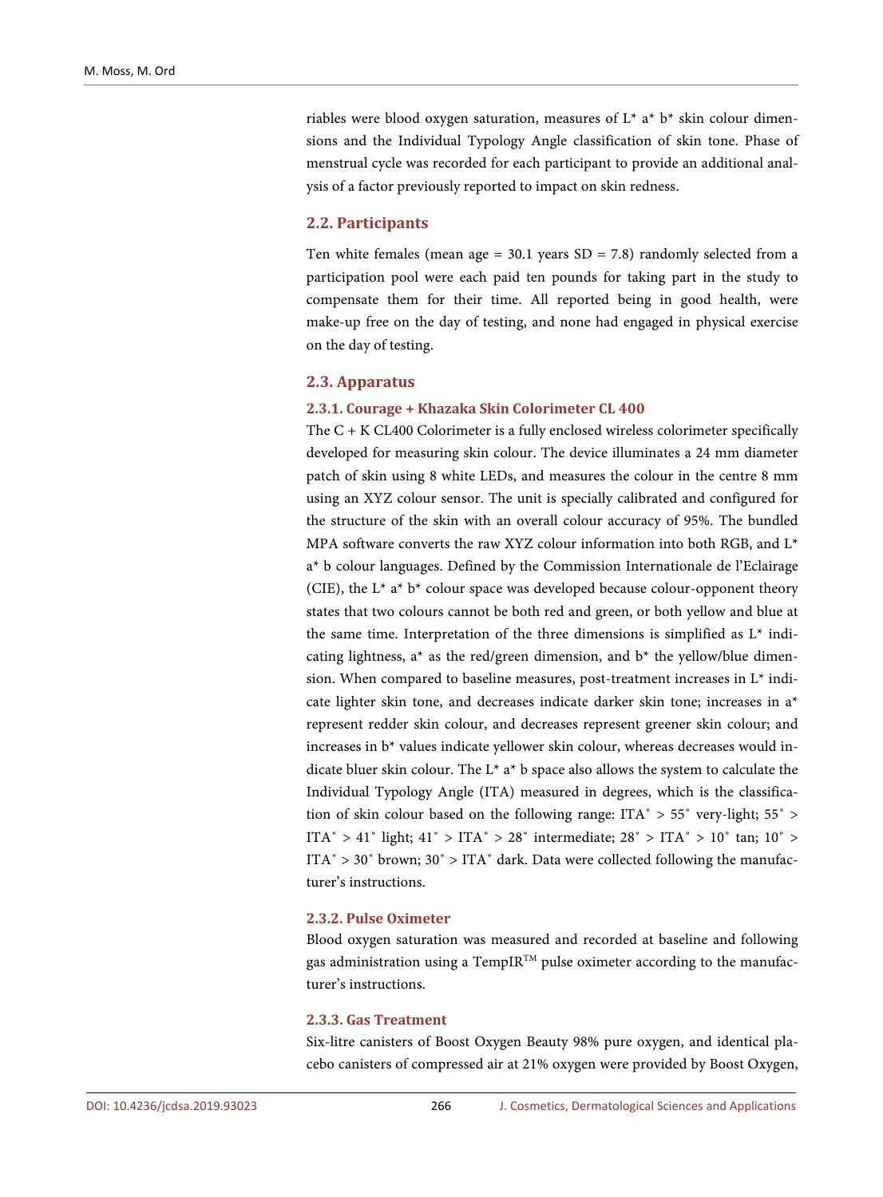riables were blood oxygen saturation, measures of L* a* b* skin colour dimensions and the Individual Typology Angle classification of skin tone. Phase of menstrual cycle was recorded for each participant to provide an additional analysis of a factor previously reported to impact on skin redness.

## 2.2. Participants

Ten white females (mean age = 30.1 years SD = 7.8) randomly selected from a participation pool were each paid ten pounds for taking part in the study to compensate them for their time. All reported being in good health, were make-up free on the day of testing, and none had engaged in physical exercise on the day of testing.

## 2.3. Apparatus

### 2.3.1. Courage + Khazaka Skin Colorimeter CL 400

The C + K CL400 Colorimeter is a fully enclosed wireless colorimeter specifically developed for measuring skin colour. The device illuminates a 24 mm diameter patch of skin using 8 white LEDs, and measures the colour in the centre 8 mm using an XYZ colour sensor. The unit is specially calibrated and configured for the structure of the skin with an overall colour accuracy of 95%. The bundled MPA software converts the raw XYZ colour information into both RGB, and L* a* b colour languages. Defined by the Commission Internationale de l'Eclairage (CIE), the L* a* b* colour space was developed because colour-opponent theory states that two colours cannot be both red and green, or both yellow and blue at the same time. Interpretation of the three dimensions is simplified as L* indicating lightness, a* as the red/green dimension, and b* the yellow/blue dimension. When compared to baseline measures, post-treatment increases in L* indicate lighter skin tone, and decreases indicate darker skin tone; increases in a* represent redder skin colour, and decreases represent greener skin colour; and increases in b* values indicate yellower skin colour, whereas decreases would indicate bluer skin colour. The L* a* b space also allows the system to calculate the Individual Typology Angle (ITA) measured in degrees, which is the classification of skin colour based on the following range: ITA˚ > 55˚ very-light; 55˚ > ITA˚ > 41˚ light; 41˚ > ITA˚ > 28˚ intermediate; 28˚ > ITA˚ > 10˚ tan; 10˚ > ITA˚ > 30˚ brown; 30˚ > ITA˚ dark. Data were collected following the manufacturer's instructions.

### 2.3.2. Pulse Oximeter

Blood oxygen saturation was measured and recorded at baseline and following gas administration using a TempIR™ pulse oximeter according to the manufacturer's instructions.

### 2.3.3. Gas Treatment

Six-litre canisters of Boost Oxygen Beauty 98% pure oxygen, and identical placebo canisters of compressed air at 21% oxygen were provided by Boost Oxygen,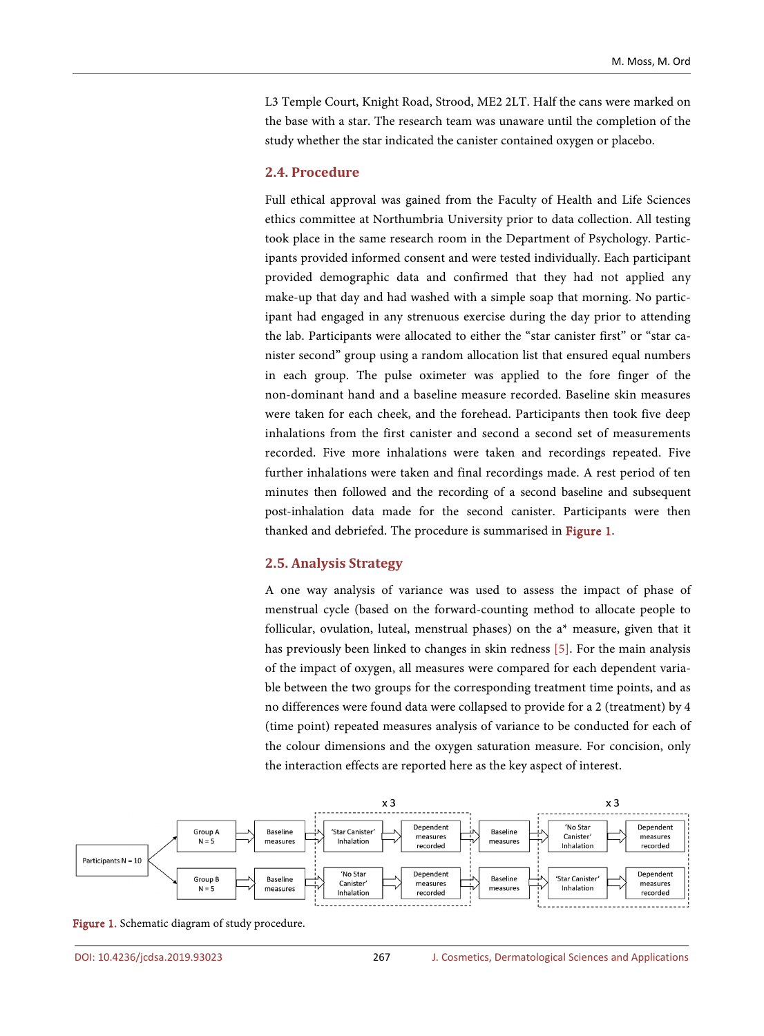L3 Temple Court, Knight Road, Strood, ME2 2LT. Half the cans were marked on the base with a star. The research team was unaware until the completion of the study whether the star indicated the canister contained oxygen or placebo.

### 2.4. Procedure

Full ethical approval was gained from the Faculty of Health and Life Sciences ethics committee at Northumbria University prior to data collection. All testing took place in the same research room in the Department of Psychology. Participants provided informed consent and were tested individually. Each participant provided demographic data and confirmed that they had not applied any make-up that day and had washed with a simple soap that morning. No participant had engaged in any strenuous exercise during the day prior to attending the lab. Participants were allocated to either the "star canister first" or "star canister second" group using a random allocation list that ensured equal numbers in each group. The pulse oximeter was applied to the fore finger of the non-dominant hand and a baseline measure recorded. Baseline skin measures were taken for each cheek, and the forehead. Participants then took five deep inhalations from the first canister and second a second set of measurements recorded. Five more inhalations were taken and recordings repeated. Five further inhalations were taken and final recordings made. A rest period of ten minutes then followed and the recording of a second baseline and subsequent post-inhalation data made for the second canister. Participants were then thanked and debriefed. The procedure is summarised in Figure 1.

### 2.5. Analysis Strategy

A one way analysis of variance was used to assess the impact of phase of menstrual cycle (based on the forward-counting method to allocate people to follicular, ovulation, luteal, menstrual phases) on the a* measure, given that it has previously been linked to changes in skin redness [5]. For the main analysis of the impact of oxygen, all measures were compared for each dependent variable between the two groups for the corresponding treatment time points, and as no differences were found data were collapsed to provide for a 2 (treatment) by 4 (time point) repeated measures analysis of variance to be conducted for each of the colour dimensions and the oxygen saturation measure. For concision, only the interaction effects are reported here as the key aspect of interest.

Participants N = 10 → Group A N = 5 → Baseline measures → [x 3: 'Star Canister' Inhalation → Dependent measures recorded] → Baseline measures → [x 3: 'No Star Canister' Inhalation → Dependent measures recorded]

Participants N = 10 → Group B N = 5 → Baseline measures → [x 3: 'No Star Canister' Inhalation → Dependent measures recorded] → Baseline measures → [x 3: 'Star Canister' Inhalation → Dependent measures recorded]

Figure 1. Schematic diagram of study procedure.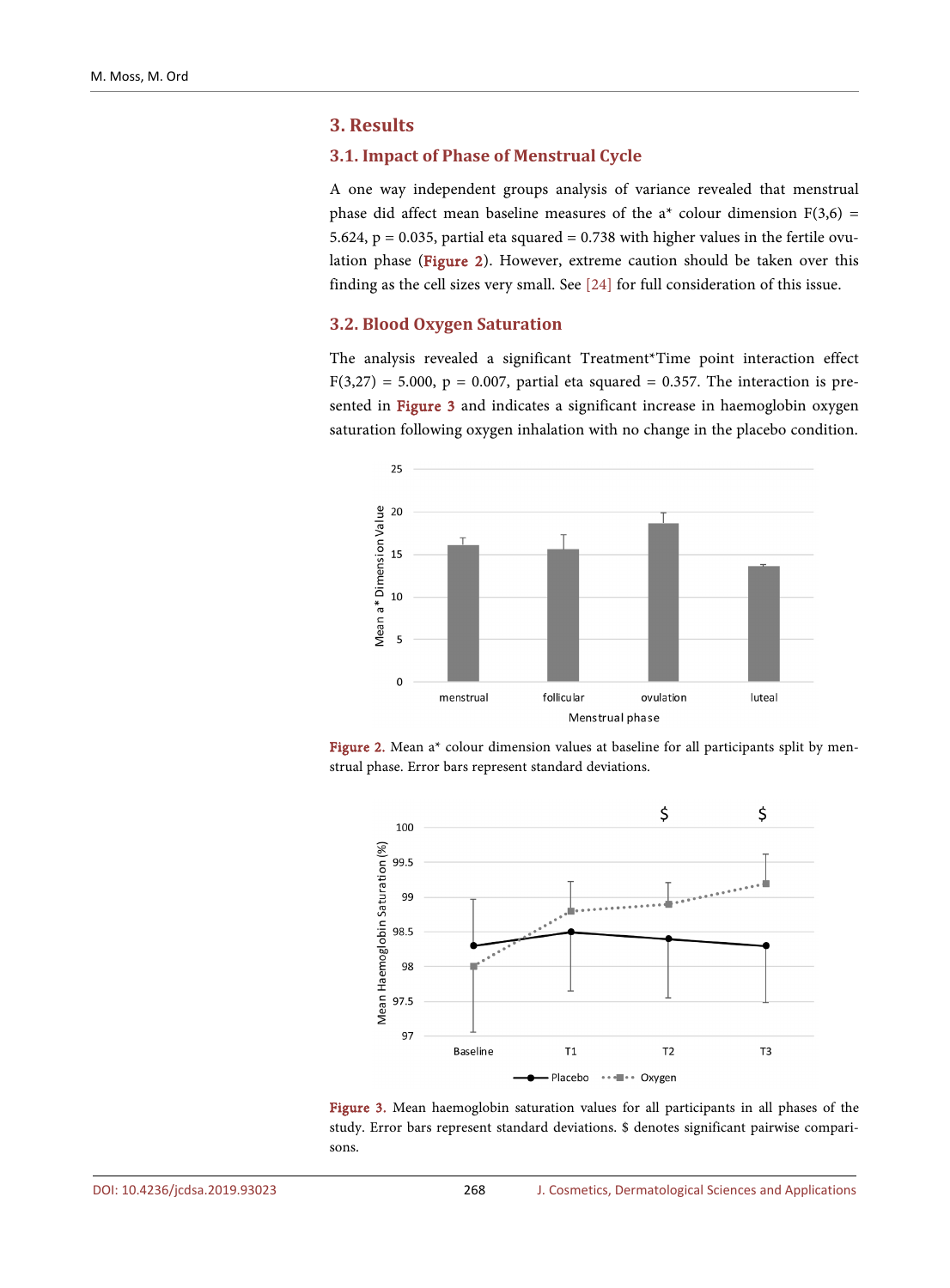## 3. Results

### 3.1. Impact of Phase of Menstrual Cycle

A one way independent groups analysis of variance revealed that menstrual phase did affect mean baseline measures of the a* colour dimension $F(3,6) = 5.624$, $p = 0.035$, partial eta squared = 0.738 with higher values in the fertile ovulation phase (Figure 2). However, extreme caution should be taken over this finding as the cell sizes very small. See [24] for full consideration of this issue.

### 3.2. Blood Oxygen Saturation

The analysis revealed a significant Treatment*Time point interaction effect $F(3,27) = 5.000$, $p = 0.007$, partial eta squared = 0.357. The interaction is presented in Figure 3 and indicates a significant increase in haemoglobin oxygen saturation following oxygen inhalation with no change in the placebo condition.

Figure 2. Mean a* colour dimension values at baseline for all participants split by menstrual phase. Error bars represent standard deviations.

Figure 3. Mean haemoglobin saturation values for all participants in all phases of the study. Error bars represent standard deviations. $ denotes significant pairwise comparisons.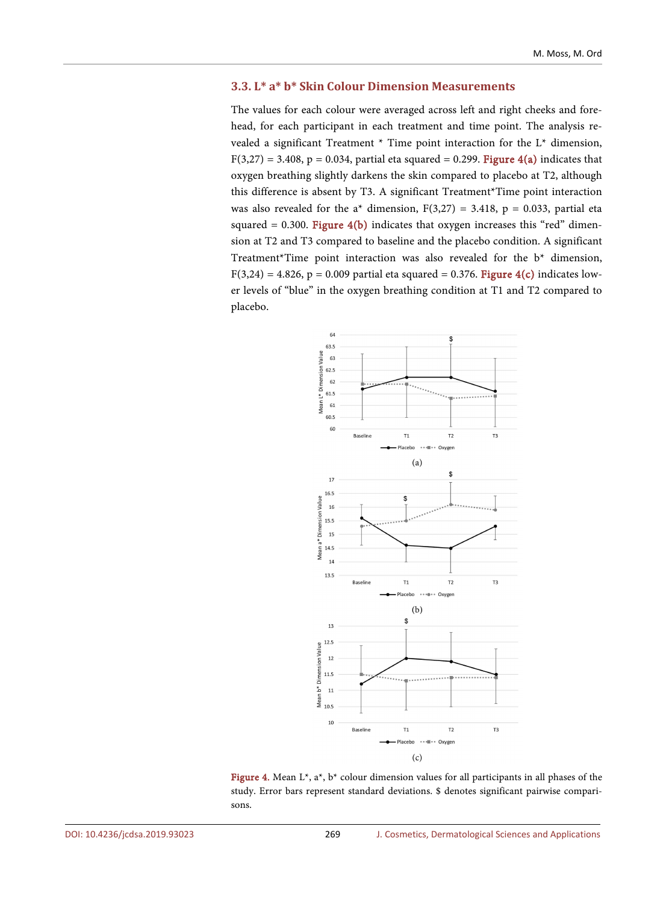### 3.3. L* a* b* Skin Colour Dimension Measurements

The values for each colour were averaged across left and right cheeks and forehead, for each participant in each treatment and time point. The analysis revealed a significant Treatment * Time point interaction for the L* dimension, $F(3,27) = 3.408$, $p = 0.034$, partial eta squared = 0.299. Figure 4(a) indicates that oxygen breathing slightly darkens the skin compared to placebo at T2, although this difference is absent by T3. A significant Treatment*Time point interaction was also revealed for the a* dimension, $F(3,27) = 3.418$, $p = 0.033$, partial eta squared = 0.300. Figure 4(b) indicates that oxygen increases this "red" dimension at T2 and T3 compared to baseline and the placebo condition. A significant Treatment*Time point interaction was also revealed for the b* dimension, $F(3,24) = 4.826$, $p = 0.009$ partial eta squared = 0.376. Figure 4(c) indicates lower levels of "blue" in the oxygen breathing condition at T1 and T2 compared to placebo.

(a)

(b)

(c)

Figure 4. Mean L*, a*, b* colour dimension values for all participants in all phases of the study. Error bars represent standard deviations. $ denotes significant pairwise comparisons.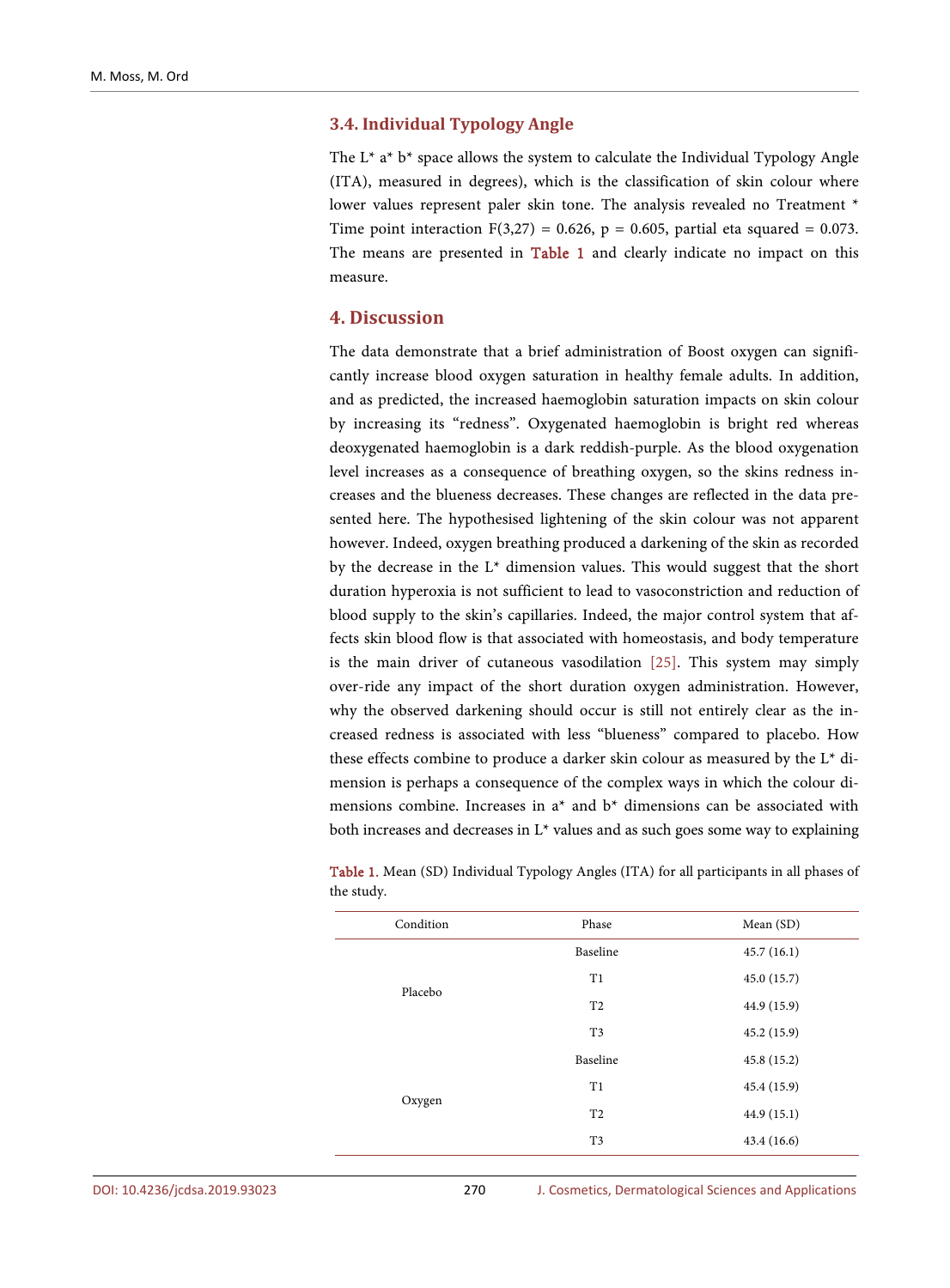### 3.4. Individual Typology Angle

The L* a* b* space allows the system to calculate the Individual Typology Angle (ITA), measured in degrees), which is the classification of skin colour where lower values represent paler skin tone. The analysis revealed no Treatment * Time point interaction $F(3,27) = 0.626$, $p = 0.605$, partial eta squared = 0.073. The means are presented in Table 1 and clearly indicate no impact on this measure.

## 4. Discussion

The data demonstrate that a brief administration of Boost oxygen can significantly increase blood oxygen saturation in healthy female adults. In addition, and as predicted, the increased haemoglobin saturation impacts on skin colour by increasing its "redness". Oxygenated haemoglobin is bright red whereas deoxygenated haemoglobin is a dark reddish-purple. As the blood oxygenation level increases as a consequence of breathing oxygen, so the skins redness increases and the blueness decreases. These changes are reflected in the data presented here. The hypothesised lightening of the skin colour was not apparent however. Indeed, oxygen breathing produced a darkening of the skin as recorded by the decrease in the L* dimension values. This would suggest that the short duration hyperoxia is not sufficient to lead to vasoconstriction and reduction of blood supply to the skin's capillaries. Indeed, the major control system that affects skin blood flow is that associated with homeostasis, and body temperature is the main driver of cutaneous vasodilation [25]. This system may simply over-ride any impact of the short duration oxygen administration. However, why the observed darkening should occur is still not entirely clear as the increased redness is associated with less "blueness" compared to placebo. How these effects combine to produce a darker skin colour as measured by the L* dimension is perhaps a consequence of the complex ways in which the colour dimensions combine. Increases in a* and b* dimensions can be associated with both increases and decreases in L* values and as such goes some way to explaining

Table 1. Mean (SD) Individual Typology Angles (ITA) for all participants in all phases of the study.

| Condition | Phase | Mean (SD) |
|---|---|---|
| Placebo | Baseline | 45.7 (16.1) |
| | T1 | 45.0 (15.7) |
| | T2 | 44.9 (15.9) |
| | T3 | 45.2 (15.9) |
| Oxygen | Baseline | 45.8 (15.2) |
| | T1 | 45.4 (15.9) |
| | T2 | 44.9 (15.1) |
| | T3 | 43.4 (16.6) |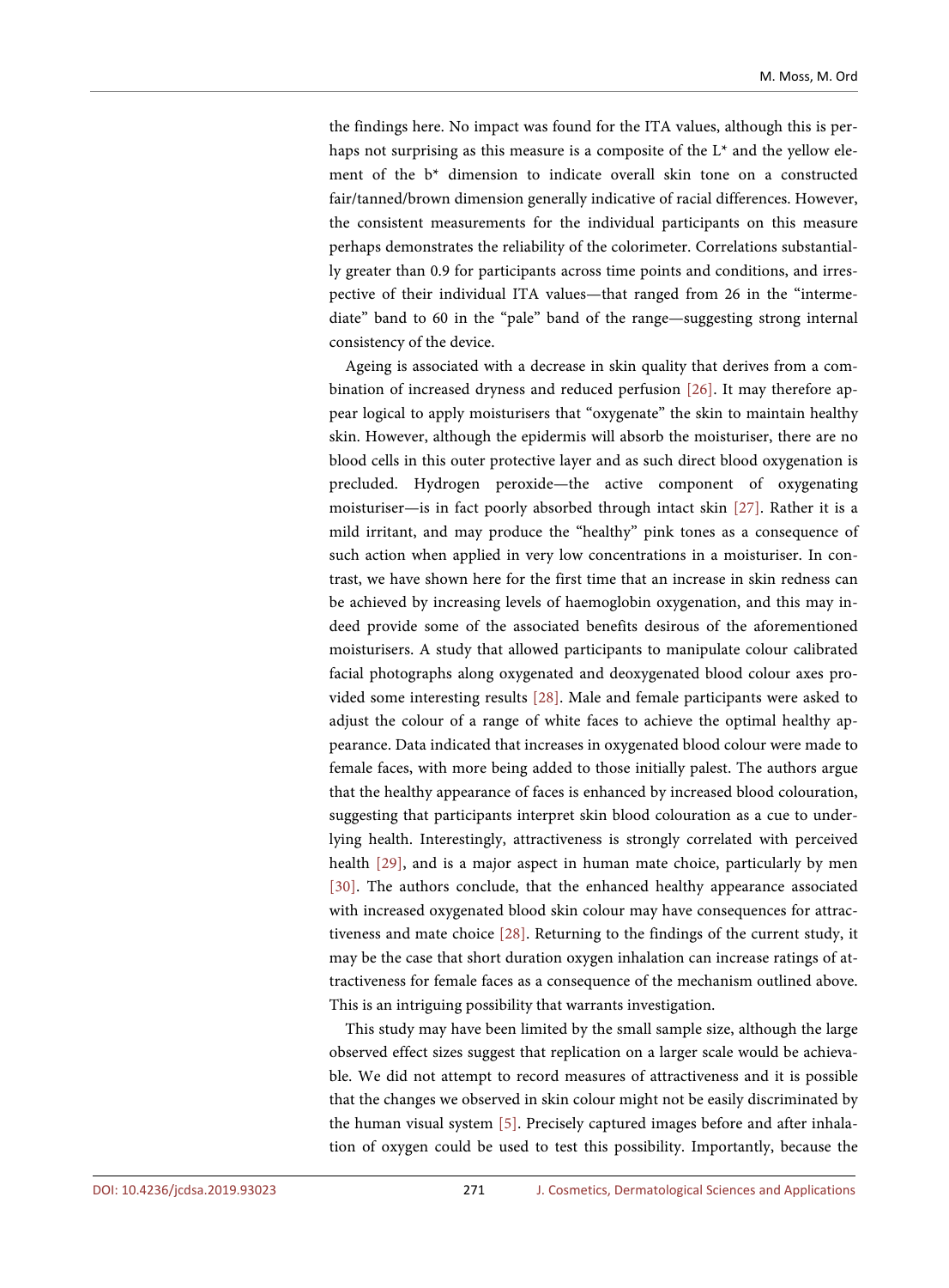the findings here. No impact was found for the ITA values, although this is perhaps not surprising as this measure is a composite of the L* and the yellow element of the b* dimension to indicate overall skin tone on a constructed fair/tanned/brown dimension generally indicative of racial differences. However, the consistent measurements for the individual participants on this measure perhaps demonstrates the reliability of the colorimeter. Correlations substantially greater than 0.9 for participants across time points and conditions, and irrespective of their individual ITA values—that ranged from 26 in the "intermediate" band to 60 in the "pale" band of the range—suggesting strong internal consistency of the device.

Ageing is associated with a decrease in skin quality that derives from a combination of increased dryness and reduced perfusion [26]. It may therefore appear logical to apply moisturisers that "oxygenate" the skin to maintain healthy skin. However, although the epidermis will absorb the moisturiser, there are no blood cells in this outer protective layer and as such direct blood oxygenation is precluded. Hydrogen peroxide—the active component of oxygenating moisturiser—is in fact poorly absorbed through intact skin [27]. Rather it is a mild irritant, and may produce the "healthy" pink tones as a consequence of such action when applied in very low concentrations in a moisturiser. In contrast, we have shown here for the first time that an increase in skin redness can be achieved by increasing levels of haemoglobin oxygenation, and this may indeed provide some of the associated benefits desirous of the aforementioned moisturisers. A study that allowed participants to manipulate colour calibrated facial photographs along oxygenated and deoxygenated blood colour axes provided some interesting results [28]. Male and female participants were asked to adjust the colour of a range of white faces to achieve the optimal healthy appearance. Data indicated that increases in oxygenated blood colour were made to female faces, with more being added to those initially palest. The authors argue that the healthy appearance of faces is enhanced by increased blood colouration, suggesting that participants interpret skin blood colouration as a cue to underlying health. Interestingly, attractiveness is strongly correlated with perceived health [29], and is a major aspect in human mate choice, particularly by men [30]. The authors conclude, that the enhanced healthy appearance associated with increased oxygenated blood skin colour may have consequences for attractiveness and mate choice [28]. Returning to the findings of the current study, it may be the case that short duration oxygen inhalation can increase ratings of attractiveness for female faces as a consequence of the mechanism outlined above. This is an intriguing possibility that warrants investigation.

This study may have been limited by the small sample size, although the large observed effect sizes suggest that replication on a larger scale would be achievable. We did not attempt to record measures of attractiveness and it is possible that the changes we observed in skin colour might not be easily discriminated by the human visual system [5]. Precisely captured images before and after inhalation of oxygen could be used to test this possibility. Importantly, because the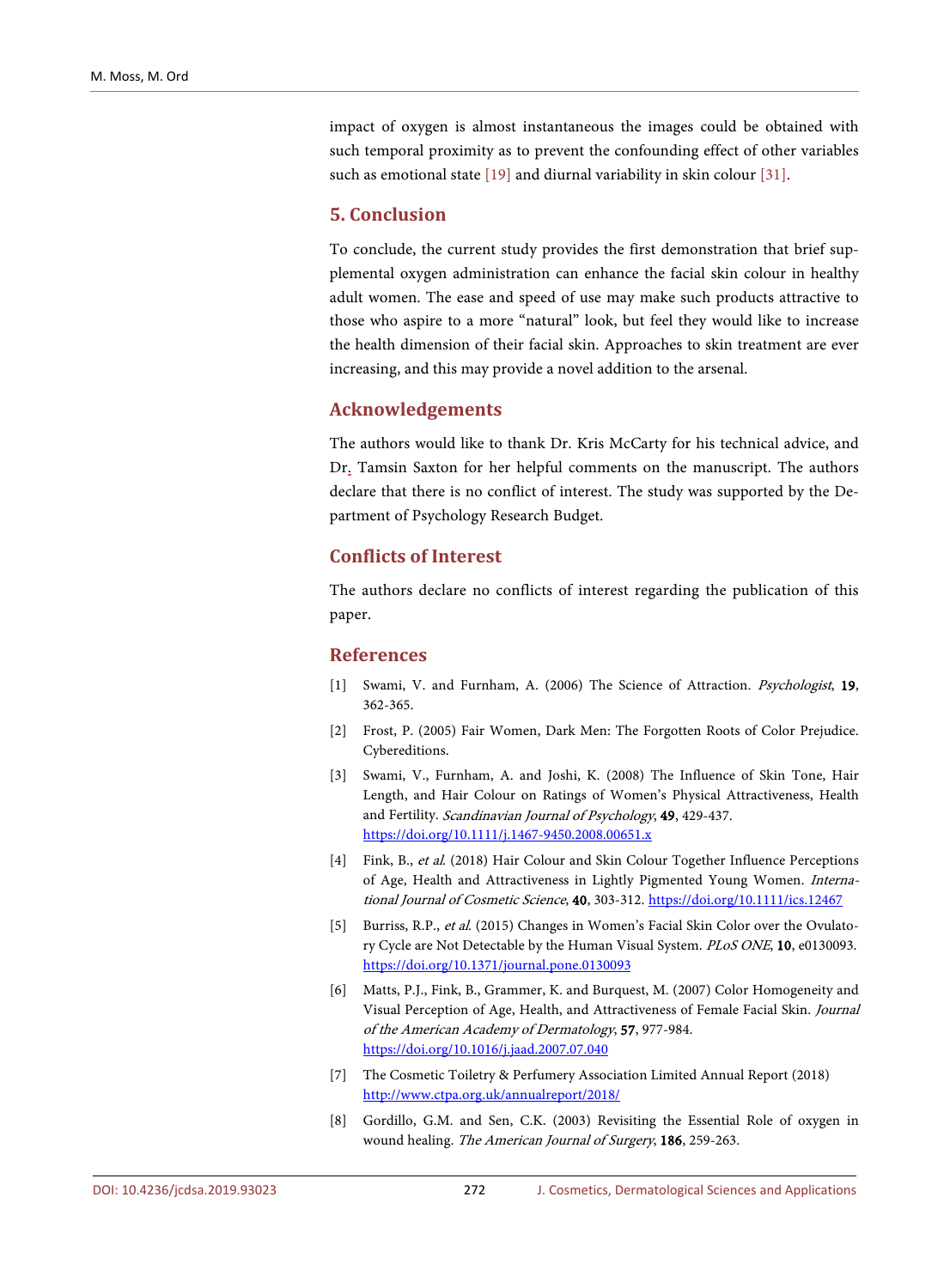impact of oxygen is almost instantaneous the images could be obtained with such temporal proximity as to prevent the confounding effect of other variables such as emotional state [19] and diurnal variability in skin colour [31].

## 5. Conclusion

To conclude, the current study provides the first demonstration that brief supplemental oxygen administration can enhance the facial skin colour in healthy adult women. The ease and speed of use may make such products attractive to those who aspire to a more "natural" look, but feel they would like to increase the health dimension of their facial skin. Approaches to skin treatment are ever increasing, and this may provide a novel addition to the arsenal.

## Acknowledgements

The authors would like to thank Dr. Kris McCarty for his technical advice, and Dr. Tamsin Saxton for her helpful comments on the manuscript. The authors declare that there is no conflict of interest. The study was supported by the Department of Psychology Research Budget.

## Conflicts of Interest

The authors declare no conflicts of interest regarding the publication of this paper.

## References

[1] Swami, V. and Furnham, A. (2006) The Science of Attraction. *Psychologist*, **19**, 362-365.

[2] Frost, P. (2005) Fair Women, Dark Men: The Forgotten Roots of Color Prejudice. Cybereditions.

[3] Swami, V., Furnham, A. and Joshi, K. (2008) The Influence of Skin Tone, Hair Length, and Hair Colour on Ratings of Women's Physical Attractiveness, Health and Fertility. *Scandinavian Journal of Psychology*, **49**, 429-437. https://doi.org/10.1111/j.1467-9450.2008.00651.x

[4] Fink, B., *et al*. (2018) Hair Colour and Skin Colour Together Influence Perceptions of Age, Health and Attractiveness in Lightly Pigmented Young Women. *International Journal of Cosmetic Science*, **40**, 303-312. https://doi.org/10.1111/ics.12467

[5] Burriss, R.P., *et al*. (2015) Changes in Women's Facial Skin Color over the Ovulatory Cycle are Not Detectable by the Human Visual System. *PLoS ONE*, **10**, e0130093. https://doi.org/10.1371/journal.pone.0130093

[6] Matts, P.J., Fink, B., Grammer, K. and Burquest, M. (2007) Color Homogeneity and Visual Perception of Age, Health, and Attractiveness of Female Facial Skin. *Journal of the American Academy of Dermatology*, **57**, 977-984. https://doi.org/10.1016/j.jaad.2007.07.040

[7] The Cosmetic Toiletry & Perfumery Association Limited Annual Report (2018) http://www.ctpa.org.uk/annualreport/2018/

[8] Gordillo, G.M. and Sen, C.K. (2003) Revisiting the Essential Role of oxygen in wound healing. *The American Journal of Surgery*, **186**, 259-263.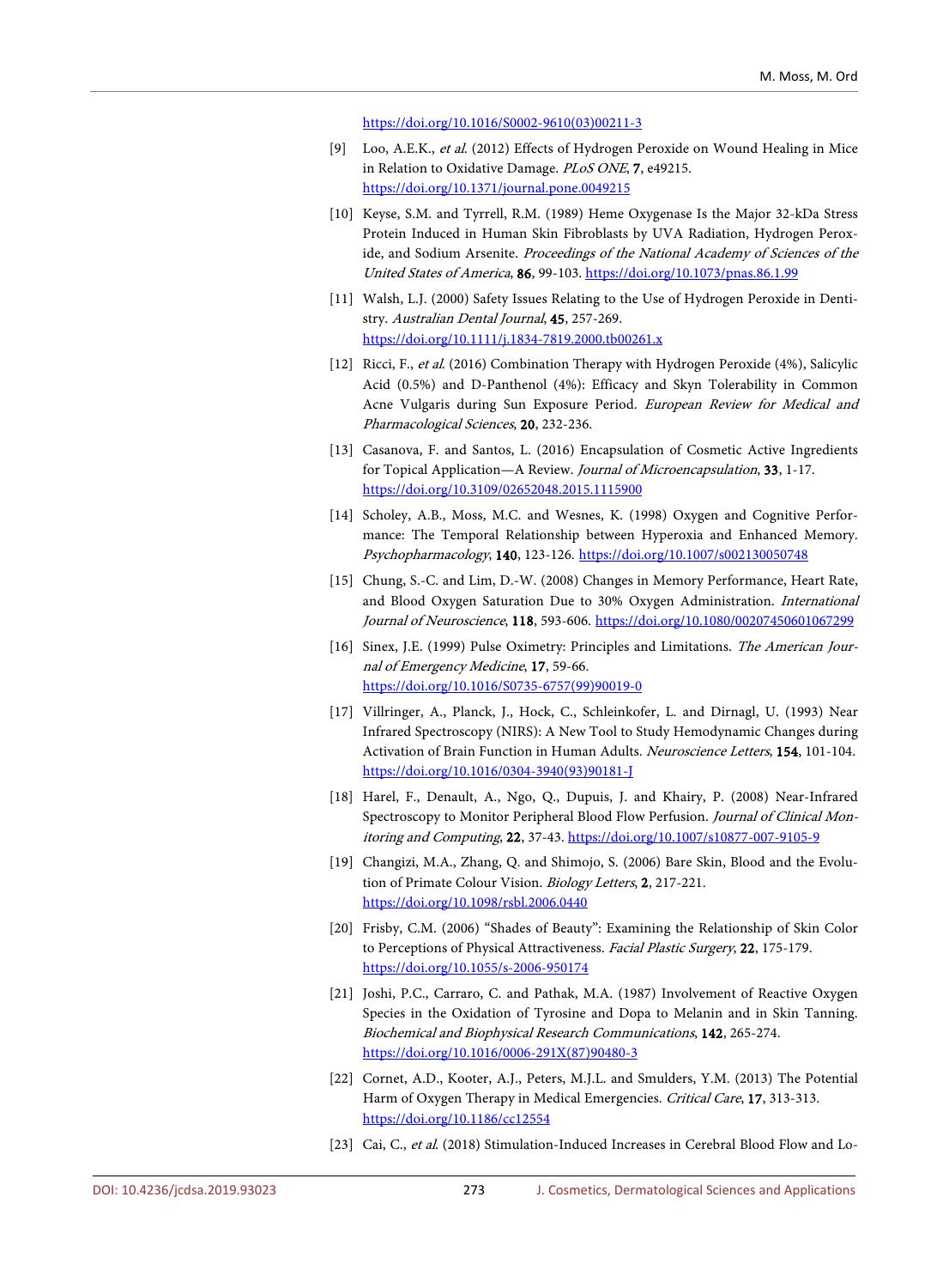https://doi.org/10.1016/S0002-9610(03)00211-3

[9] Loo, A.E.K., *et al.* (2012) Effects of Hydrogen Peroxide on Wound Healing in Mice in Relation to Oxidative Damage. *PLoS ONE*, **7**, e49215. https://doi.org/10.1371/journal.pone.0049215

[10] Keyse, S.M. and Tyrrell, R.M. (1989) Heme Oxygenase Is the Major 32-kDa Stress Protein Induced in Human Skin Fibroblasts by UVA Radiation, Hydrogen Peroxide, and Sodium Arsenite. *Proceedings of the National Academy of Sciences of the United States of America*, **86**, 99-103. https://doi.org/10.1073/pnas.86.1.99

[11] Walsh, L.J. (2000) Safety Issues Relating to the Use of Hydrogen Peroxide in Dentistry. *Australian Dental Journal*, **45**, 257-269. https://doi.org/10.1111/j.1834-7819.2000.tb00261.x

[12] Ricci, F., *et al.* (2016) Combination Therapy with Hydrogen Peroxide (4%), Salicylic Acid (0.5%) and D-Panthenol (4%): Efficacy and Skyn Tolerability in Common Acne Vulgaris during Sun Exposure Period. *European Review for Medical and Pharmacological Sciences*, **20**, 232-236.

[13] Casanova, F. and Santos, L. (2016) Encapsulation of Cosmetic Active Ingredients for Topical Application—A Review. *Journal of Microencapsulation*, **33**, 1-17. https://doi.org/10.3109/02652048.2015.1115900

[14] Scholey, A.B., Moss, M.C. and Wesnes, K. (1998) Oxygen and Cognitive Performance: The Temporal Relationship between Hyperoxia and Enhanced Memory. *Psychopharmacology*, **140**, 123-126. https://doi.org/10.1007/s002130050748

[15] Chung, S.-C. and Lim, D.-W. (2008) Changes in Memory Performance, Heart Rate, and Blood Oxygen Saturation Due to 30% Oxygen Administration. *International Journal of Neuroscience*, **118**, 593-606. https://doi.org/10.1080/00207450601067299

[16] Sinex, J.E. (1999) Pulse Oximetry: Principles and Limitations. *The American Journal of Emergency Medicine*, **17**, 59-66. https://doi.org/10.1016/S0735-6757(99)90019-0

[17] Villringer, A., Planck, J., Hock, C., Schleinkofer, L. and Dirnagl, U. (1993) Near Infrared Spectroscopy (NIRS): A New Tool to Study Hemodynamic Changes during Activation of Brain Function in Human Adults. *Neuroscience Letters*, **154**, 101-104. https://doi.org/10.1016/0304-3940(93)90181-J

[18] Harel, F., Denault, A., Ngo, Q., Dupuis, J. and Khairy, P. (2008) Near-Infrared Spectroscopy to Monitor Peripheral Blood Flow Perfusion. *Journal of Clinical Monitoring and Computing*, **22**, 37-43. https://doi.org/10.1007/s10877-007-9105-9

[19] Changizi, M.A., Zhang, Q. and Shimojo, S. (2006) Bare Skin, Blood and the Evolution of Primate Colour Vision. *Biology Letters*, **2**, 217-221. https://doi.org/10.1098/rsbl.2006.0440

[20] Frisby, C.M. (2006) "Shades of Beauty": Examining the Relationship of Skin Color to Perceptions of Physical Attractiveness. *Facial Plastic Surgery*, **22**, 175-179. https://doi.org/10.1055/s-2006-950174

[21] Joshi, P.C., Carraro, C. and Pathak, M.A. (1987) Involvement of Reactive Oxygen Species in the Oxidation of Tyrosine and Dopa to Melanin and in Skin Tanning. *Biochemical and Biophysical Research Communications*, **142**, 265-274. https://doi.org/10.1016/0006-291X(87)90480-3

[22] Cornet, A.D., Kooter, A.J., Peters, M.J.L. and Smulders, Y.M. (2013) The Potential Harm of Oxygen Therapy in Medical Emergencies. *Critical Care*, **17**, 313-313. https://doi.org/10.1186/cc12554

[23] Cai, C., *et al.* (2018) Stimulation-Induced Increases in Cerebral Blood Flow and Lo-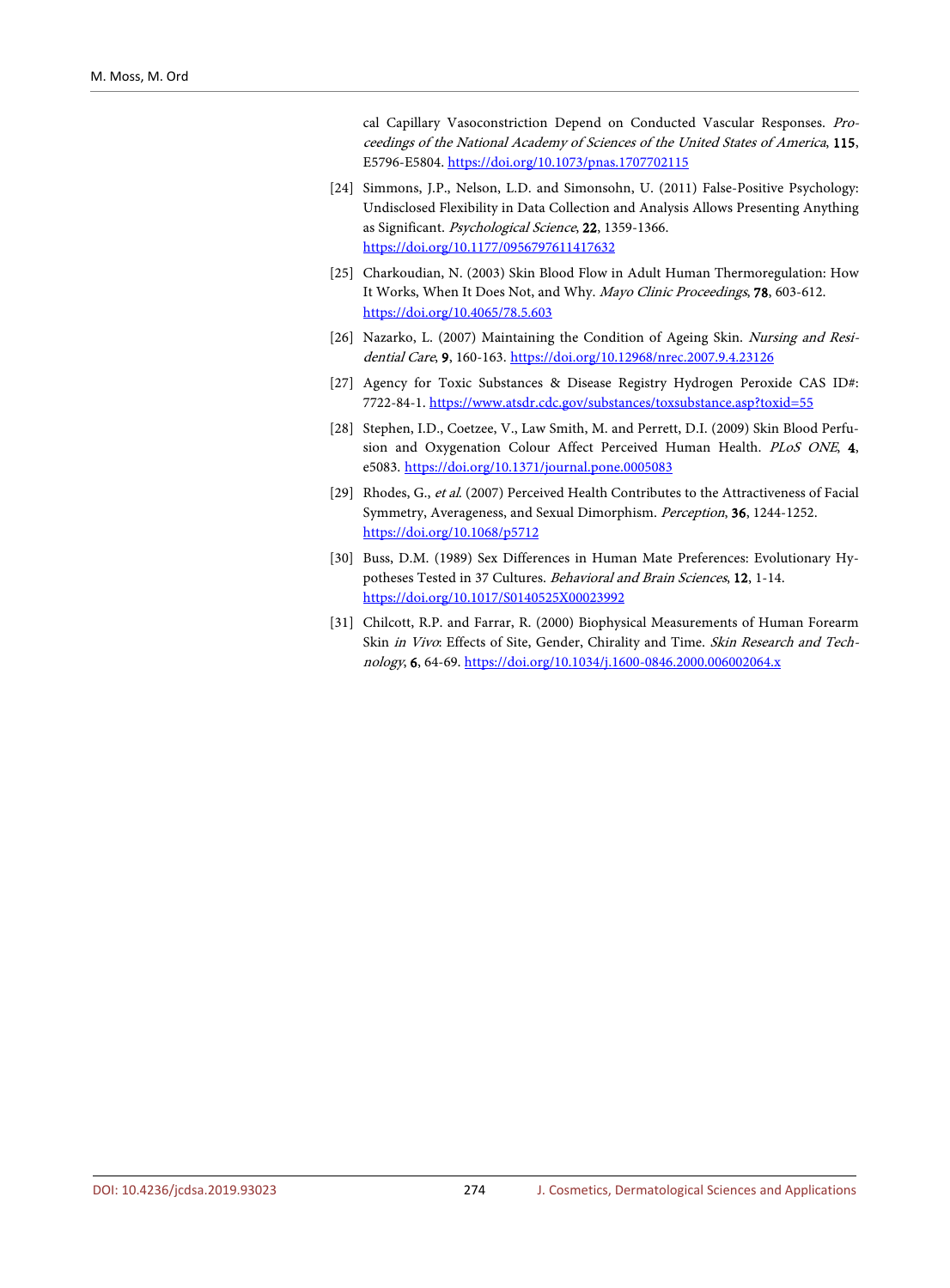cal Capillary Vasoconstriction Depend on Conducted Vascular Responses. *Proceedings of the National Academy of Sciences of the United States of America*, **115**, E5796-E5804. https://doi.org/10.1073/pnas.1707702115

[24] Simmons, J.P., Nelson, L.D. and Simonsohn, U. (2011) False-Positive Psychology: Undisclosed Flexibility in Data Collection and Analysis Allows Presenting Anything as Significant. *Psychological Science*, **22**, 1359-1366. https://doi.org/10.1177/0956797611417632

[25] Charkoudian, N. (2003) Skin Blood Flow in Adult Human Thermoregulation: How It Works, When It Does Not, and Why. *Mayo Clinic Proceedings*, **78**, 603-612. https://doi.org/10.4065/78.5.603

[26] Nazarko, L. (2007) Maintaining the Condition of Ageing Skin. *Nursing and Residential Care*, **9**, 160-163. https://doi.org/10.12968/nrec.2007.9.4.23126

[27] Agency for Toxic Substances & Disease Registry Hydrogen Peroxide CAS ID#: 7722-84-1. https://www.atsdr.cdc.gov/substances/toxsubstance.asp?toxid=55

[28] Stephen, I.D., Coetzee, V., Law Smith, M. and Perrett, D.I. (2009) Skin Blood Perfusion and Oxygenation Colour Affect Perceived Human Health. *PLoS ONE*, **4**, e5083. https://doi.org/10.1371/journal.pone.0005083

[29] Rhodes, G., *et al*. (2007) Perceived Health Contributes to the Attractiveness of Facial Symmetry, Averageness, and Sexual Dimorphism. *Perception*, **36**, 1244-1252. https://doi.org/10.1068/p5712

[30] Buss, D.M. (1989) Sex Differences in Human Mate Preferences: Evolutionary Hypotheses Tested in 37 Cultures. *Behavioral and Brain Sciences*, **12**, 1-14. https://doi.org/10.1017/S0140525X00023992

[31] Chilcott, R.P. and Farrar, R. (2000) Biophysical Measurements of Human Forearm Skin *in Vivo*: Effects of Site, Gender, Chirality and Time. *Skin Research and Technology*, **6**, 64-69. https://doi.org/10.1034/j.1600-0846.2000.006002064.x